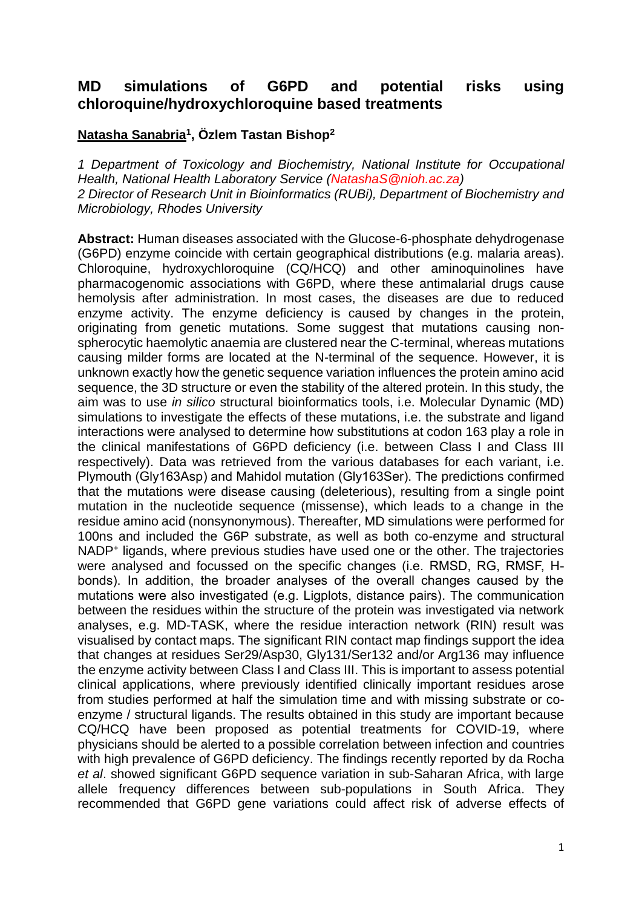# MD simulations of G6PD and potential risks using chloroquine/hydroxychloroquine based treatments

**Natasha Sanabria[1], Özlem Tastan Bishop[2]**

*1 Department of Toxicology and Biochemistry, National Institute for Occupational Health, National Health Laboratory Service (NatashaS@nioh.ac.za)*
*2 Director of Research Unit in Bioinformatics (RUBi), Department of Biochemistry and Microbiology, Rhodes University*

**Abstract:** Human diseases associated with the Glucose-6-phosphate dehydrogenase (G6PD) enzyme coincide with certain geographical distributions (e.g. malaria areas). Chloroquine, hydroxychloroquine (CQ/HCQ) and other aminoquinolines have pharmacogenomic associations with G6PD, where these antimalarial drugs cause hemolysis after administration. In most cases, the diseases are due to reduced enzyme activity. The enzyme deficiency is caused by changes in the protein, originating from genetic mutations. Some suggest that mutations causing non-spherocytic haemolytic anaemia are clustered near the C-terminal, whereas mutations causing milder forms are located at the N-terminal of the sequence. However, it is unknown exactly how the genetic sequence variation influences the protein amino acid sequence, the 3D structure or even the stability of the altered protein. In this study, the aim was to use *in silico* structural bioinformatics tools, i.e. Molecular Dynamic (MD) simulations to investigate the effects of these mutations, i.e. the substrate and ligand interactions were analysed to determine how substitutions at codon 163 play a role in the clinical manifestations of G6PD deficiency (i.e. between Class I and Class III respectively). Data was retrieved from the various databases for each variant, i.e. Plymouth (Gly163Asp) and Mahidol mutation (Gly163Ser). The predictions confirmed that the mutations were disease causing (deleterious), resulting from a single point mutation in the nucleotide sequence (missense), which leads to a change in the residue amino acid (nonsynonymous). Thereafter, MD simulations were performed for 100ns and included the G6P substrate, as well as both co-enzyme and structural $NADP^+$ ligands, where previous studies have used one or the other. The trajectories were analysed and focussed on the specific changes (i.e. RMSD, RG, RMSF, H-bonds). In addition, the broader analyses of the overall changes caused by the mutations were also investigated (e.g. Ligplots, distance pairs). The communication between the residues within the structure of the protein was investigated via network analyses, e.g. MD-TASK, where the residue interaction network (RIN) result was visualised by contact maps. The significant RIN contact map findings support the idea that changes at residues Ser29/Asp30, Gly131/Ser132 and/or Arg136 may influence the enzyme activity between Class I and Class III. This is important to assess potential clinical applications, where previously identified clinically important residues arose from studies performed at half the simulation time and with missing substrate or co-enzyme / structural ligands. The results obtained in this study are important because CQ/HCQ have been proposed as potential treatments for COVID-19, where physicians should be alerted to a possible correlation between infection and countries with high prevalence of G6PD deficiency. The findings recently reported by da Rocha *et al*. showed significant G6PD sequence variation in sub-Saharan Africa, with large allele frequency differences between sub-populations in South Africa. They recommended that G6PD gene variations could affect risk of adverse effects of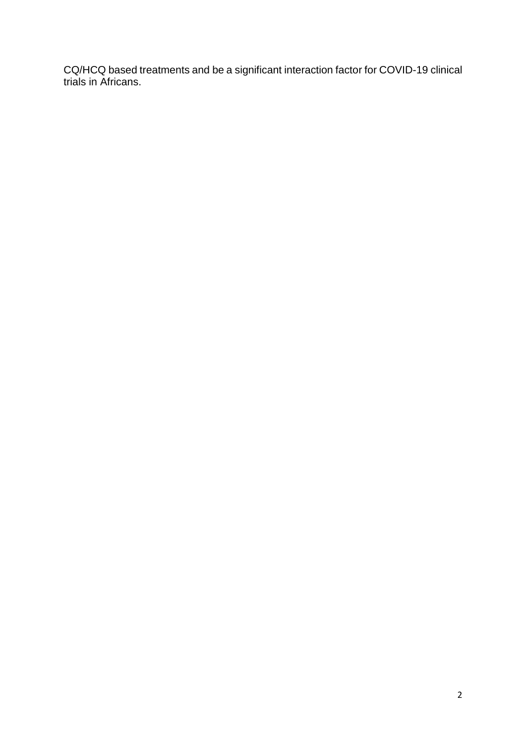CQ/HCQ based treatments and be a significant interaction factor for COVID-19 clinical trials in Africans.